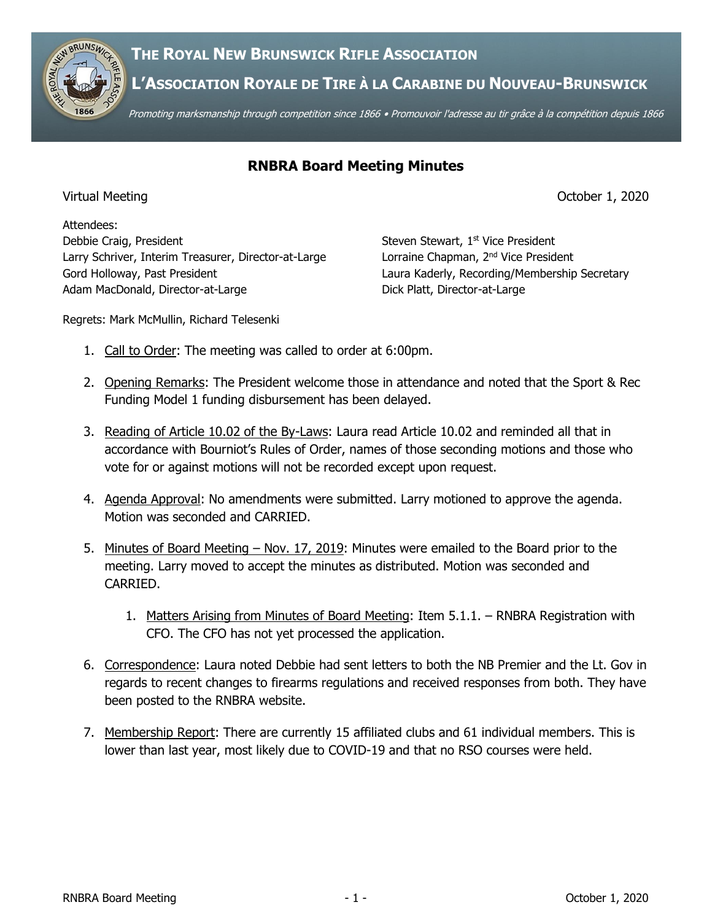**THE ROYAL NEW BRUNSWICK RIFLE ASSOCIATION**

**L'ASSOCIATION ROYALE DE TIRE À LA CARABINE DU NOUVEAU-BRUNSWICK**

*Promoting marksmanship through competition since 1866 • Promouvoir l'adresse au tir grâce à la compétition depuis 1866*

# RNBRA Board Meeting Minutes

Virtual Meeting — October 1, 2020

Attendees:
Debbie Craig, President
Larry Schriver, Interim Treasurer, Director-at-Large
Gord Holloway, Past President
Adam MacDonald, Director-at-Large
Steven Stewart, 1st Vice President
Lorraine Chapman, 2nd Vice President
Laura Kaderly, Recording/Membership Secretary
Dick Platt, Director-at-Large

Regrets: Mark McMullin, Richard Telesenki

1. Call to Order: The meeting was called to order at 6:00pm.
2. Opening Remarks: The President welcome those in attendance and noted that the Sport & Rec Funding Model 1 funding disbursement has been delayed.
3. Reading of Article 10.02 of the By-Laws: Laura read Article 10.02 and reminded all that in accordance with Bourniot's Rules of Order, names of those seconding motions and those who vote for or against motions will not be recorded except upon request.
4. Agenda Approval: No amendments were submitted. Larry motioned to approve the agenda. Motion was seconded and CARRIED.
5. Minutes of Board Meeting – Nov. 17, 2019: Minutes were emailed to the Board prior to the meeting. Larry moved to accept the minutes as distributed. Motion was seconded and CARRIED.
    1. Matters Arising from Minutes of Board Meeting: Item 5.1.1. – RNBRA Registration with CFO. The CFO has not yet processed the application.
6. Correspondence: Laura noted Debbie had sent letters to both the NB Premier and the Lt. Gov in regards to recent changes to firearms regulations and received responses from both. They have been posted to the RNBRA website.
7. Membership Report: There are currently 15 affiliated clubs and 61 individual members. This is lower than last year, most likely due to COVID-19 and that no RSO courses were held.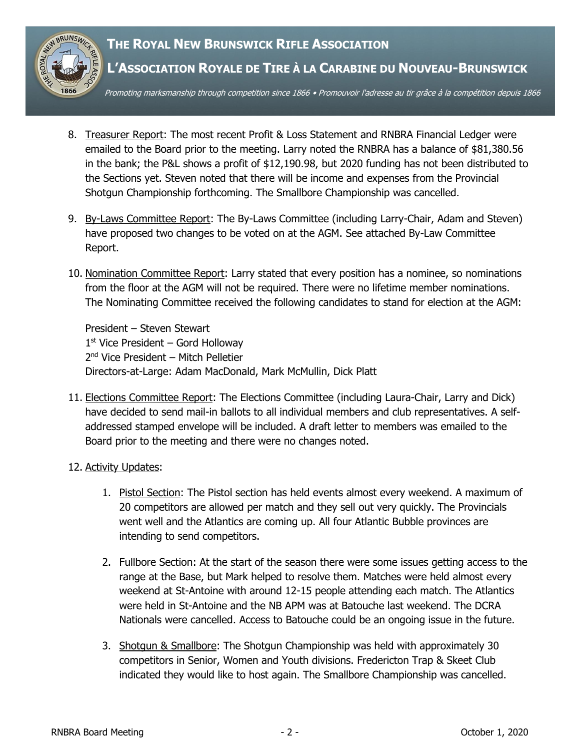8. Treasurer Report: The most recent Profit & Loss Statement and RNBRA Financial Ledger were emailed to the Board prior to the meeting. Larry noted the RNBRA has a balance of $81,380.56 in the bank; the P&L shows a profit of $12,190.98, but 2020 funding has not been distributed to the Sections yet. Steven noted that there will be income and expenses from the Provincial Shotgun Championship forthcoming. The Smallbore Championship was cancelled.

9. By-Laws Committee Report: The By-Laws Committee (including Larry-Chair, Adam and Steven) have proposed two changes to be voted on at the AGM. See attached By-Law Committee Report.

10. Nomination Committee Report: Larry stated that every position has a nominee, so nominations from the floor at the AGM will not be required. There were no lifetime member nominations. The Nominating Committee received the following candidates to stand for election at the AGM:

    President – Steven Stewart
    1st Vice President – Gord Holloway
    2nd Vice President – Mitch Pelletier
    Directors-at-Large: Adam MacDonald, Mark McMullin, Dick Platt

11. Elections Committee Report: The Elections Committee (including Laura-Chair, Larry and Dick) have decided to send mail-in ballots to all individual members and club representatives. A self-addressed stamped envelope will be included. A draft letter to members was emailed to the Board prior to the meeting and there were no changes noted.

12. Activity Updates:

    1. Pistol Section: The Pistol section has held events almost every weekend. A maximum of 20 competitors are allowed per match and they sell out very quickly. The Provincials went well and the Atlantics are coming up. All four Atlantic Bubble provinces are intending to send competitors.

    2. Fullbore Section: At the start of the season there were some issues getting access to the range at the Base, but Mark helped to resolve them. Matches were held almost every weekend at St-Antoine with around 12-15 people attending each match. The Atlantics were held in St-Antoine and the NB APM was at Batouche last weekend. The DCRA Nationals were cancelled. Access to Batouche could be an ongoing issue in the future.

    3. Shotgun & Smallbore: The Shotgun Championship was held with approximately 30 competitors in Senior, Women and Youth divisions. Fredericton Trap & Skeet Club indicated they would like to host again. The Smallbore Championship was cancelled.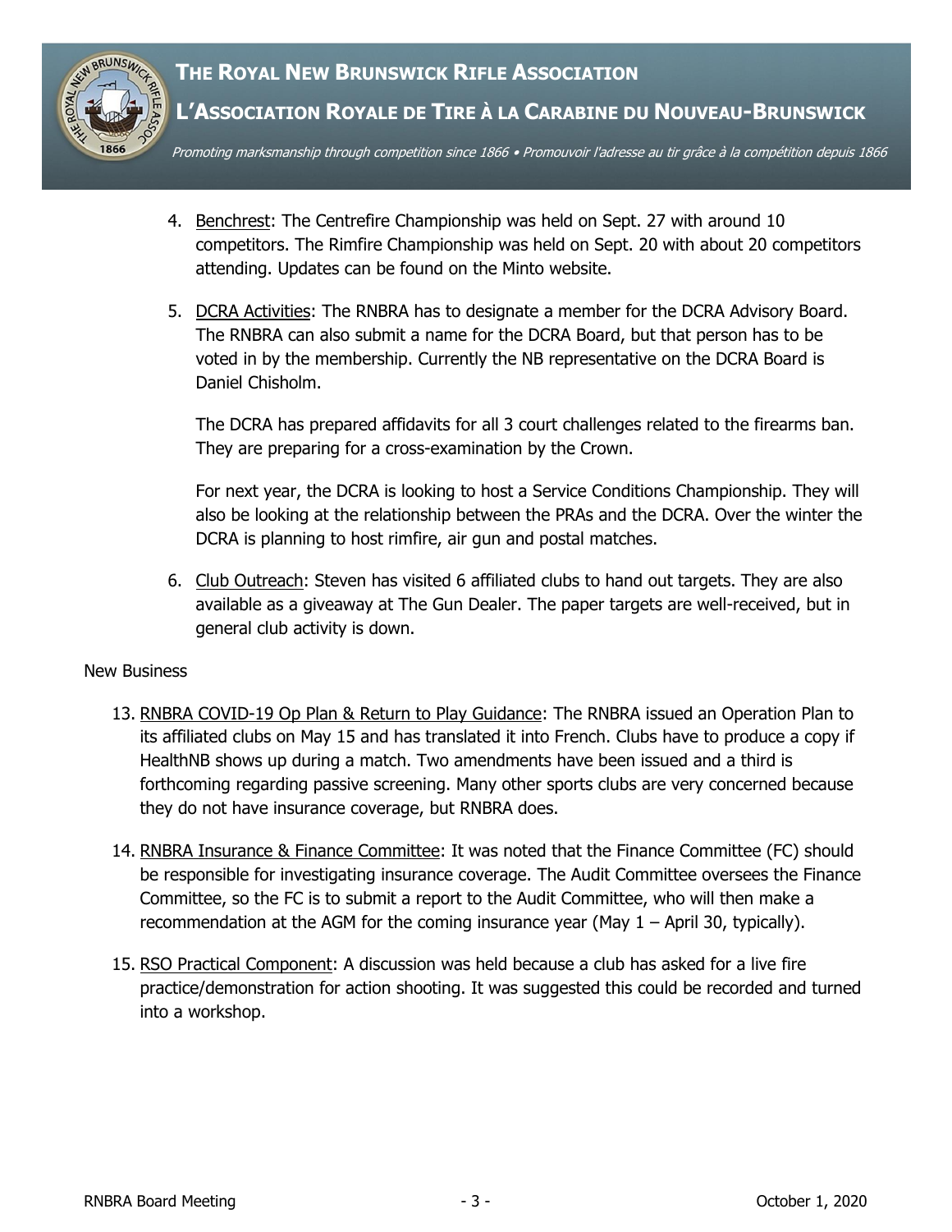4. Benchrest: The Centrefire Championship was held on Sept. 27 with around 10 competitors. The Rimfire Championship was held on Sept. 20 with about 20 competitors attending. Updates can be found on the Minto website.

5. DCRA Activities: The RNBRA has to designate a member for the DCRA Advisory Board. The RNBRA can also submit a name for the DCRA Board, but that person has to be voted in by the membership. Currently the NB representative on the DCRA Board is Daniel Chisholm.

   The DCRA has prepared affidavits for all 3 court challenges related to the firearms ban. They are preparing for a cross-examination by the Crown.

   For next year, the DCRA is looking to host a Service Conditions Championship. They will also be looking at the relationship between the PRAs and the DCRA. Over the winter the DCRA is planning to host rimfire, air gun and postal matches.

6. Club Outreach: Steven has visited 6 affiliated clubs to hand out targets. They are also available as a giveaway at The Gun Dealer. The paper targets are well-received, but in general club activity is down.

New Business

13. RNBRA COVID-19 Op Plan & Return to Play Guidance: The RNBRA issued an Operation Plan to its affiliated clubs on May 15 and has translated it into French. Clubs have to produce a copy if HealthNB shows up during a match. Two amendments have been issued and a third is forthcoming regarding passive screening. Many other sports clubs are very concerned because they do not have insurance coverage, but RNBRA does.

14. RNBRA Insurance & Finance Committee: It was noted that the Finance Committee (FC) should be responsible for investigating insurance coverage. The Audit Committee oversees the Finance Committee, so the FC is to submit a report to the Audit Committee, who will then make a recommendation at the AGM for the coming insurance year (May 1 – April 30, typically).

15. RSO Practical Component: A discussion was held because a club has asked for a live fire practice/demonstration for action shooting. It was suggested this could be recorded and turned into a workshop.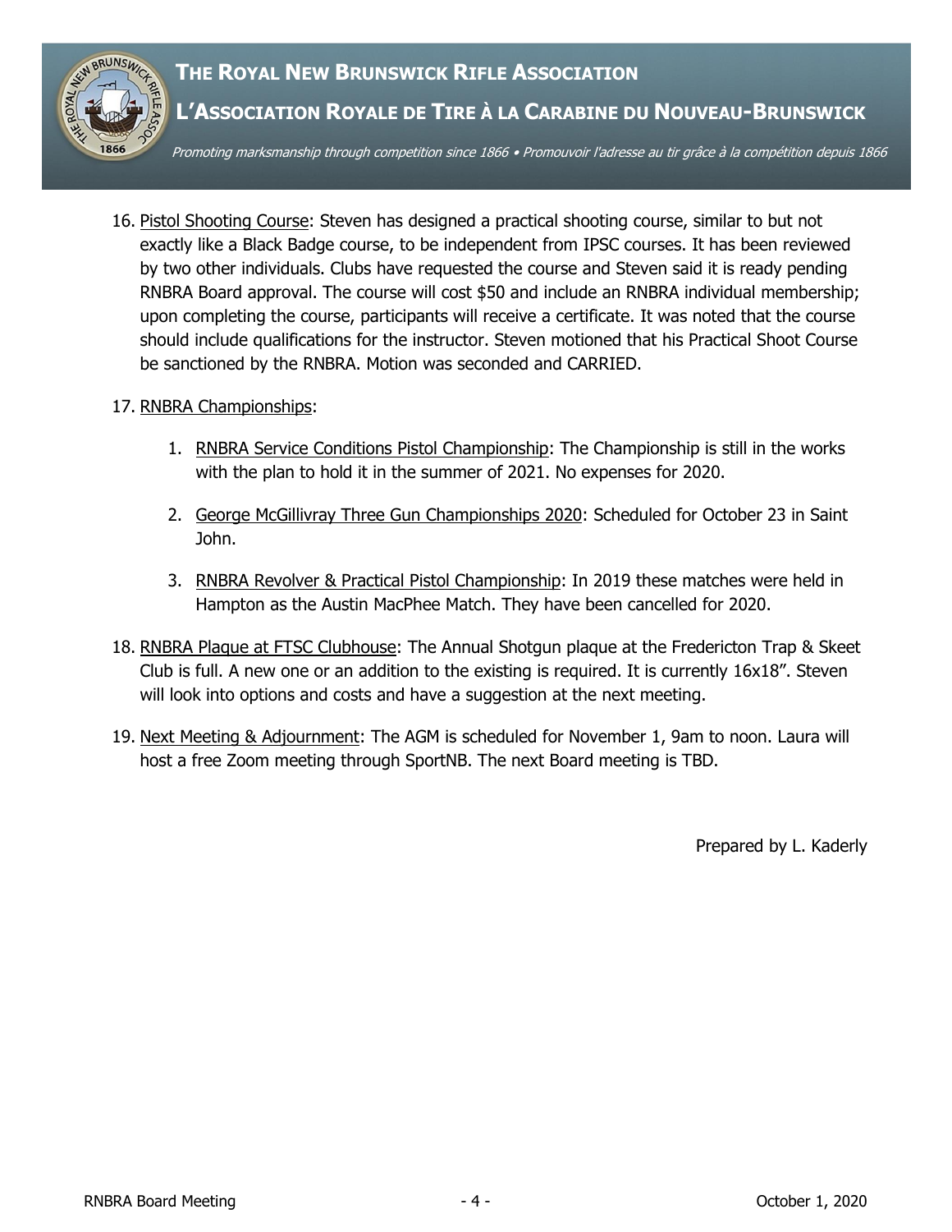16. Pistol Shooting Course: Steven has designed a practical shooting course, similar to but not exactly like a Black Badge course, to be independent from IPSC courses. It has been reviewed by two other individuals. Clubs have requested the course and Steven said it is ready pending RNBRA Board approval. The course will cost $50 and include an RNBRA individual membership; upon completing the course, participants will receive a certificate. It was noted that the course should include qualifications for the instructor. Steven motioned that his Practical Shoot Course be sanctioned by the RNBRA. Motion was seconded and CARRIED.

17. RNBRA Championships:

    1. RNBRA Service Conditions Pistol Championship: The Championship is still in the works with the plan to hold it in the summer of 2021. No expenses for 2020.

    2. George McGillivray Three Gun Championships 2020: Scheduled for October 23 in Saint John.

    3. RNBRA Revolver & Practical Pistol Championship: In 2019 these matches were held in Hampton as the Austin MacPhee Match. They have been cancelled for 2020.

18. RNBRA Plaque at FTSC Clubhouse: The Annual Shotgun plaque at the Fredericton Trap & Skeet Club is full. A new one or an addition to the existing is required. It is currently 16x18". Steven will look into options and costs and have a suggestion at the next meeting.

19. Next Meeting & Adjournment: The AGM is scheduled for November 1, 9am to noon. Laura will host a free Zoom meeting through SportNB. The next Board meeting is TBD.

Prepared by L. Kaderly